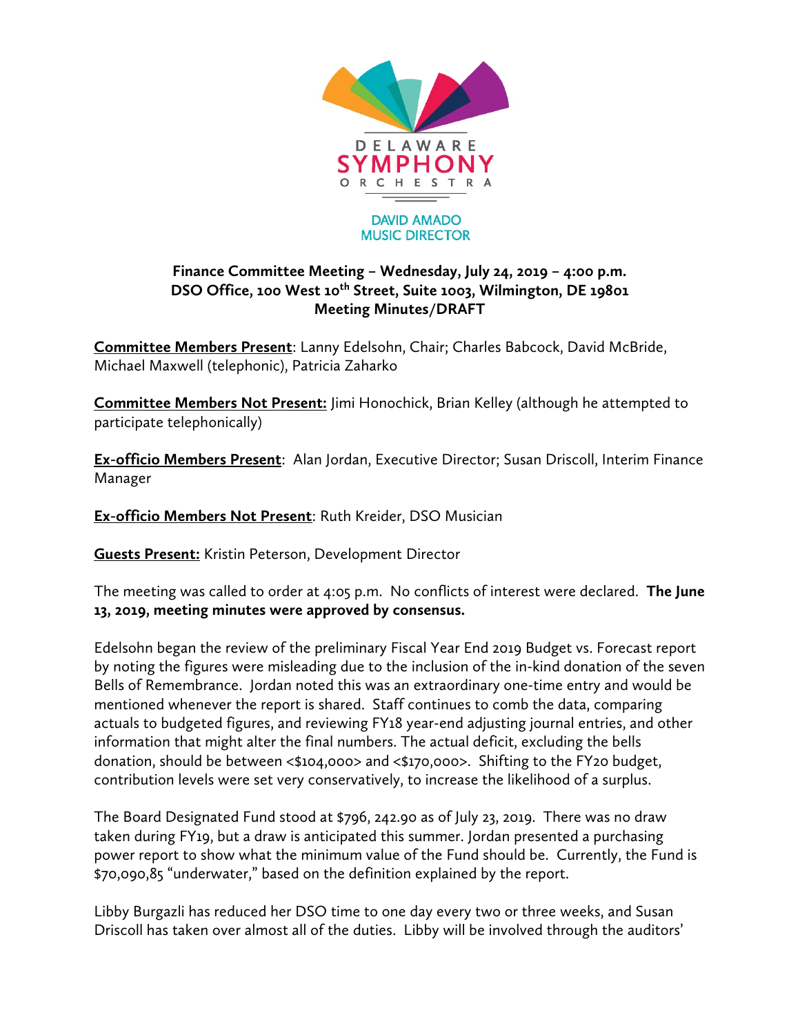DELAWARE SYMPHONY ORCHESTRA

DAVID AMADO
MUSIC DIRECTOR

**Finance Committee Meeting – Wednesday, July 24, 2019 – 4:00 p.m.**
**DSO Office, 100 West 10th Street, Suite 1003, Wilmington, DE 19801**
**Meeting Minutes/DRAFT**

**Committee Members Present**: Lanny Edelsohn, Chair; Charles Babcock, David McBride, Michael Maxwell (telephonic), Patricia Zaharko

**Committee Members Not Present:** Jimi Honochick, Brian Kelley (although he attempted to participate telephonically)

**Ex-officio Members Present**: Alan Jordan, Executive Director; Susan Driscoll, Interim Finance Manager

**Ex-officio Members Not Present**: Ruth Kreider, DSO Musician

**Guests Present:** Kristin Peterson, Development Director

The meeting was called to order at 4:05 p.m. No conflicts of interest were declared. **The June 13, 2019, meeting minutes were approved by consensus.**

Edelsohn began the review of the preliminary Fiscal Year End 2019 Budget vs. Forecast report by noting the figures were misleading due to the inclusion of the in-kind donation of the seven Bells of Remembrance. Jordan noted this was an extraordinary one-time entry and would be mentioned whenever the report is shared. Staff continues to comb the data, comparing actuals to budgeted figures, and reviewing FY18 year-end adjusting journal entries, and other information that might alter the final numbers. The actual deficit, excluding the bells donation, should be between <$104,000> and <$170,000>. Shifting to the FY20 budget, contribution levels were set very conservatively, to increase the likelihood of a surplus.

The Board Designated Fund stood at $796, 242.90 as of July 23, 2019. There was no draw taken during FY19, but a draw is anticipated this summer. Jordan presented a purchasing power report to show what the minimum value of the Fund should be. Currently, the Fund is $70,090,85 "underwater," based on the definition explained by the report.

Libby Burgazli has reduced her DSO time to one day every two or three weeks, and Susan Driscoll has taken over almost all of the duties. Libby will be involved through the auditors'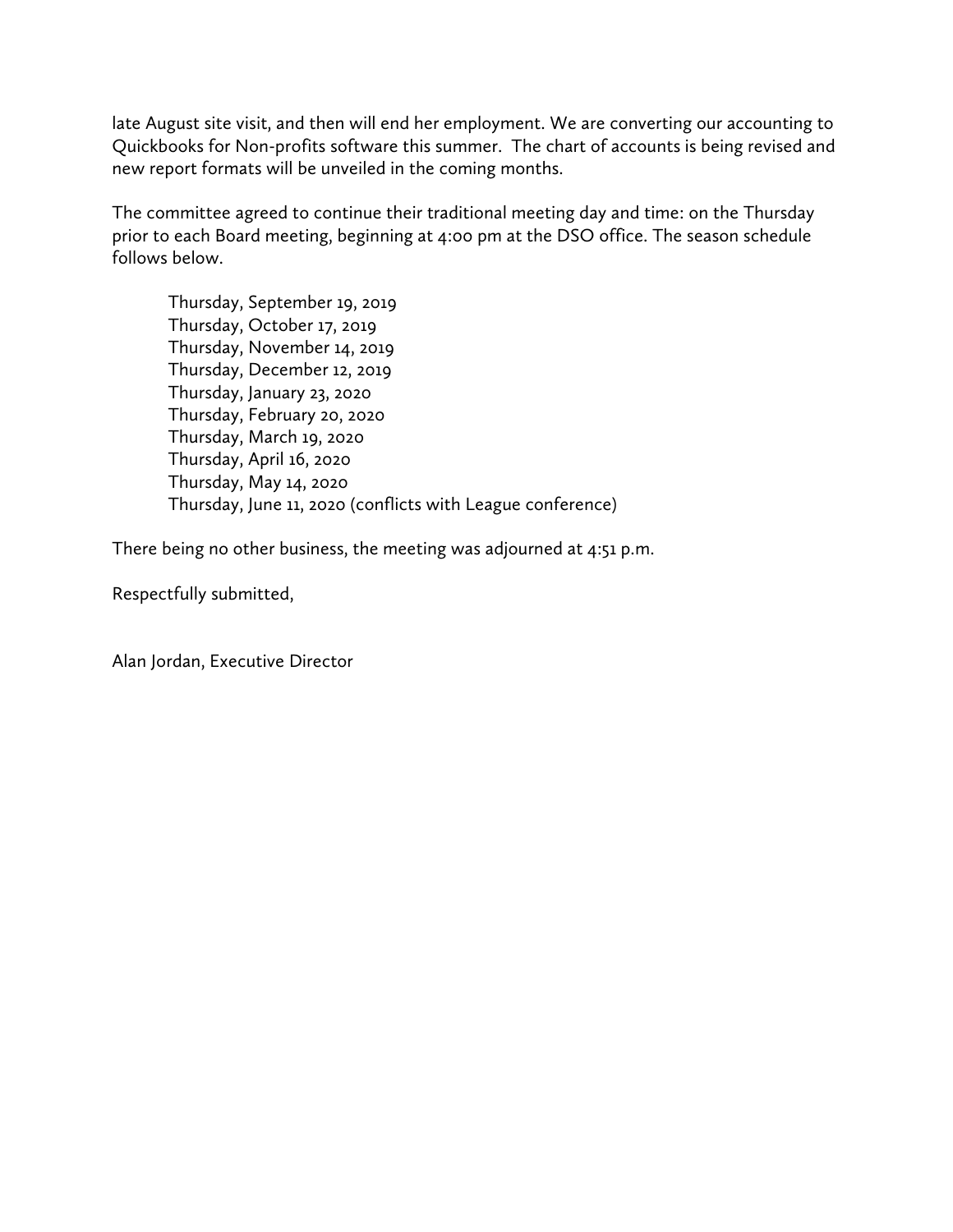late August site visit, and then will end her employment. We are converting our accounting to Quickbooks for Non-profits software this summer.  The chart of accounts is being revised and new report formats will be unveiled in the coming months.

The committee agreed to continue their traditional meeting day and time: on the Thursday prior to each Board meeting, beginning at 4:00 pm at the DSO office. The season schedule follows below.

Thursday, September 19, 2019
Thursday, October 17, 2019
Thursday, November 14, 2019
Thursday, December 12, 2019
Thursday, January 23, 2020
Thursday, February 20, 2020
Thursday, March 19, 2020
Thursday, April 16, 2020
Thursday, May 14, 2020
Thursday, June 11, 2020 (conflicts with League conference)

There being no other business, the meeting was adjourned at 4:51 p.m.

Respectfully submitted,

Alan Jordan, Executive Director